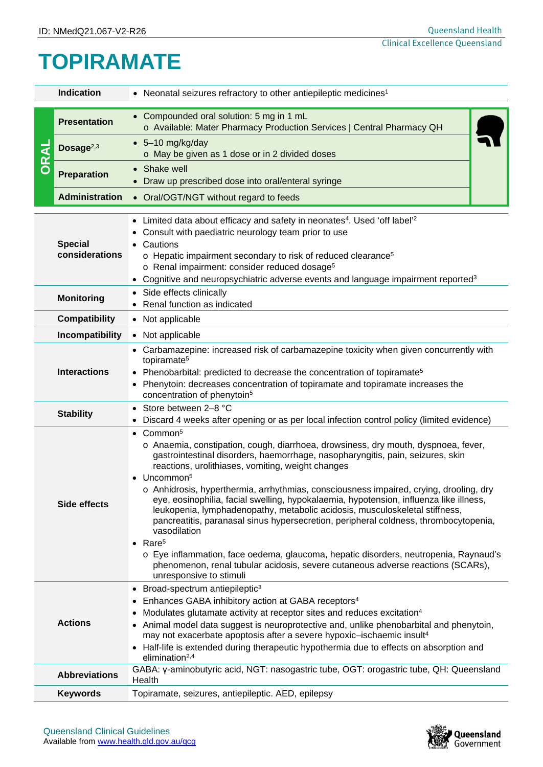ID: NMedQ21.067-V2-R26

# TOPIRAMATE

| | | |
|---|---|---|
| **Indication** | | • Neonatal seizures refractory to other antiepileptic medicines[1] |
| **ORAL** | **Presentation** | • Compounded oral solution: 5 mg in 1 mL<br>  o Available: Mater Pharmacy Production Services \| Central Pharmacy QH |
| | **Dosage**[2,3] | • 5–10 mg/kg/day<br>  o May be given as 1 dose or in 2 divided doses |
| | **Preparation** | • Shake well<br>• Draw up prescribed dose into oral/enteral syringe |
| | **Administration** | • Oral/OGT/NGT without regard to feeds |
| **Special considerations** | | • Limited data about efficacy and safety in neonates[4]. Used 'off label'[2]<br>• Consult with paediatric neurology team prior to use<br>• Cautions<br>  o Hepatic impairment secondary to risk of reduced clearance[5]<br>  o Renal impairment: consider reduced dosage[5]<br>• Cognitive and neuropsychiatric adverse events and language impairment reported[3] |
| **Monitoring** | | • Side effects clinically<br>• Renal function as indicated |
| **Compatibility** | | • Not applicable |
| **Incompatibility** | | • Not applicable |
| **Interactions** | | • Carbamazepine: increased risk of carbamazepine toxicity when given concurrently with topiramate[5]<br>• Phenobarbital: predicted to decrease the concentration of topiramate[5]<br>• Phenytoin: decreases concentration of topiramate and topiramate increases the concentration of phenytoin[5] |
| **Stability** | | • Store between 2–8 °C<br>• Discard 4 weeks after opening or as per local infection control policy (limited evidence) |
| **Side effects** | | • Common[5]<br>  o Anaemia, constipation, cough, diarrhoea, drowsiness, dry mouth, dyspnoea, fever, gastrointestinal disorders, haemorrhage, nasopharyngitis, pain, seizures, skin reactions, urolithiases, vomiting, weight changes<br>• Uncommon[5]<br>  o Anhidrosis, hyperthermia, arrhythmias, consciousness impaired, crying, drooling, dry eye, eosinophilia, facial swelling, hypokalaemia, hypotension, influenza like illness, leukopenia, lymphadenopathy, metabolic acidosis, musculoskeletal stiffness, pancreatitis, paranasal sinus hypersecretion, peripheral coldness, thrombocytopenia, vasodilation<br>• Rare[5]<br>  o Eye inflammation, face oedema, glaucoma, hepatic disorders, neutropenia, Raynaud's phenomenon, renal tubular acidosis, severe cutaneous adverse reactions (SCARs), unresponsive to stimuli |
| **Actions** | | • Broad-spectrum antiepileptic[3]<br>• Enhances GABA inhibitory action at GABA receptors[4]<br>• Modulates glutamate activity at receptor sites and reduces excitation[4]<br>• Animal model data suggest is neuroprotective and, unlike phenobarbital and phenytoin, may not exacerbate apoptosis after a severe hypoxic–ischaemic insult[4]<br>• Half-life is extended during therapeutic hypothermia due to effects on absorption and elimination[2,4] |
| **Abbreviations** | | GABA: γ-aminobutyric acid, NGT: nasogastric tube, OGT: orogastric tube, QH: Queensland Health |
| **Keywords** | | Topiramate, seizures, antiepileptic. AED, epilepsy |

Queensland Clinical Guidelines
Available from www.health.qld.gov.au/qcg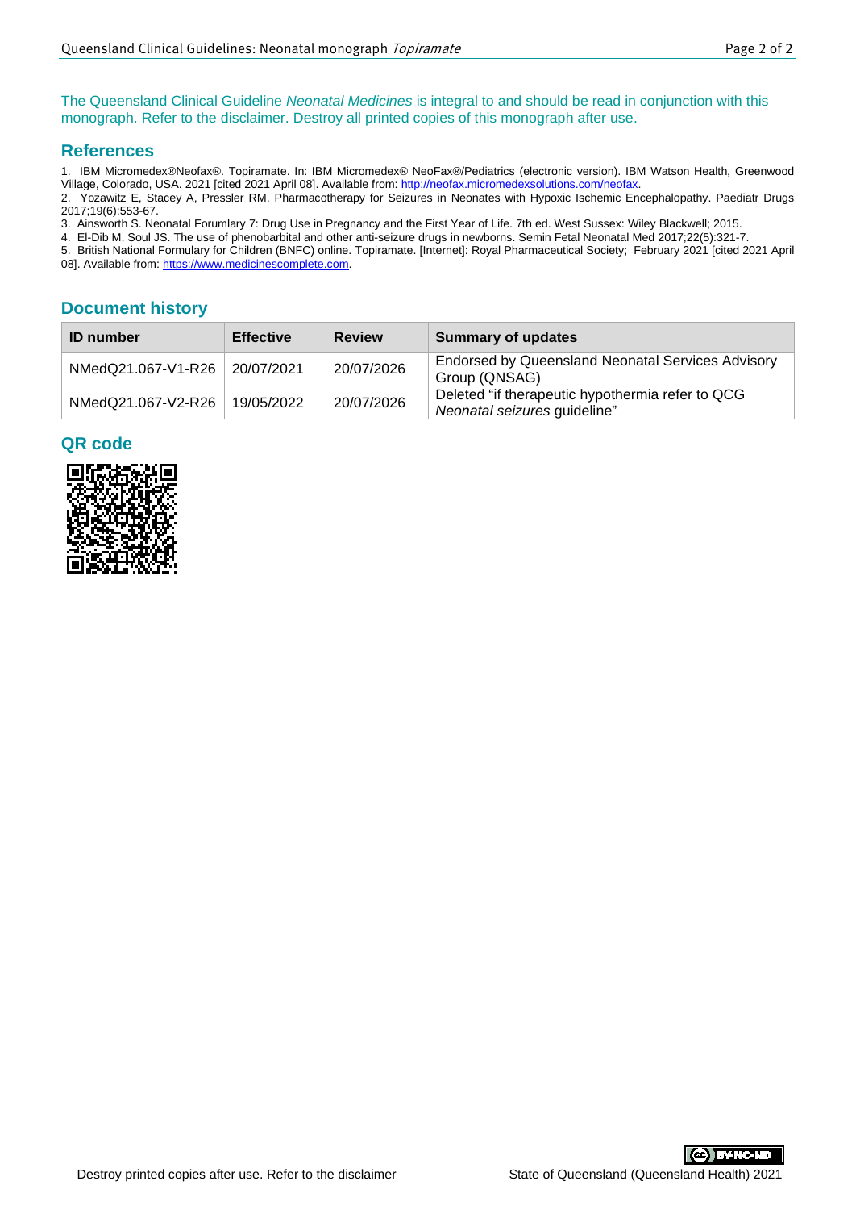The Queensland Clinical Guideline *Neonatal Medicines* is integral to and should be read in conjunction with this monograph. Refer to the disclaimer. Destroy all printed copies of this monograph after use.

## References

1. IBM Micromedex®Neofax®. Topiramate. In: IBM Micromedex® NeoFax®/Pediatrics (electronic version). IBM Watson Health, Greenwood Village, Colorado, USA. 2021 [cited 2021 April 08]. Available from: http://neofax.micromedexsolutions.com/neofax.
2. Yozawitz E, Stacey A, Pressler RM. Pharmacotherapy for Seizures in Neonates with Hypoxic Ischemic Encephalopathy. Paediatr Drugs 2017;19(6):553-67.
3. Ainsworth S. Neonatal Forumlary 7: Drug Use in Pregnancy and the First Year of Life. 7th ed. West Sussex: Wiley Blackwell; 2015.
4. El-Dib M, Soul JS. The use of phenobarbital and other anti-seizure drugs in newborns. Semin Fetal Neonatal Med 2017;22(5):321-7.
5. British National Formulary for Children (BNFC) online. Topiramate. [Internet]: Royal Pharmaceutical Society; February 2021 [cited 2021 April 08]. Available from: https://www.medicinescomplete.com.

## Document history

| ID number | Effective | Review | Summary of updates |
|---|---|---|---|
| NMedQ21.067-V1-R26 | 20/07/2021 | 20/07/2026 | Endorsed by Queensland Neonatal Services Advisory Group (QNSAG) |
| NMedQ21.067-V2-R26 | 19/05/2022 | 20/07/2026 | Deleted "if therapeutic hypothermia refer to QCG *Neonatal seizures* guideline" |

## QR code

Destroy printed copies after use. Refer to the disclaimer

State of Queensland (Queensland Health) 2021